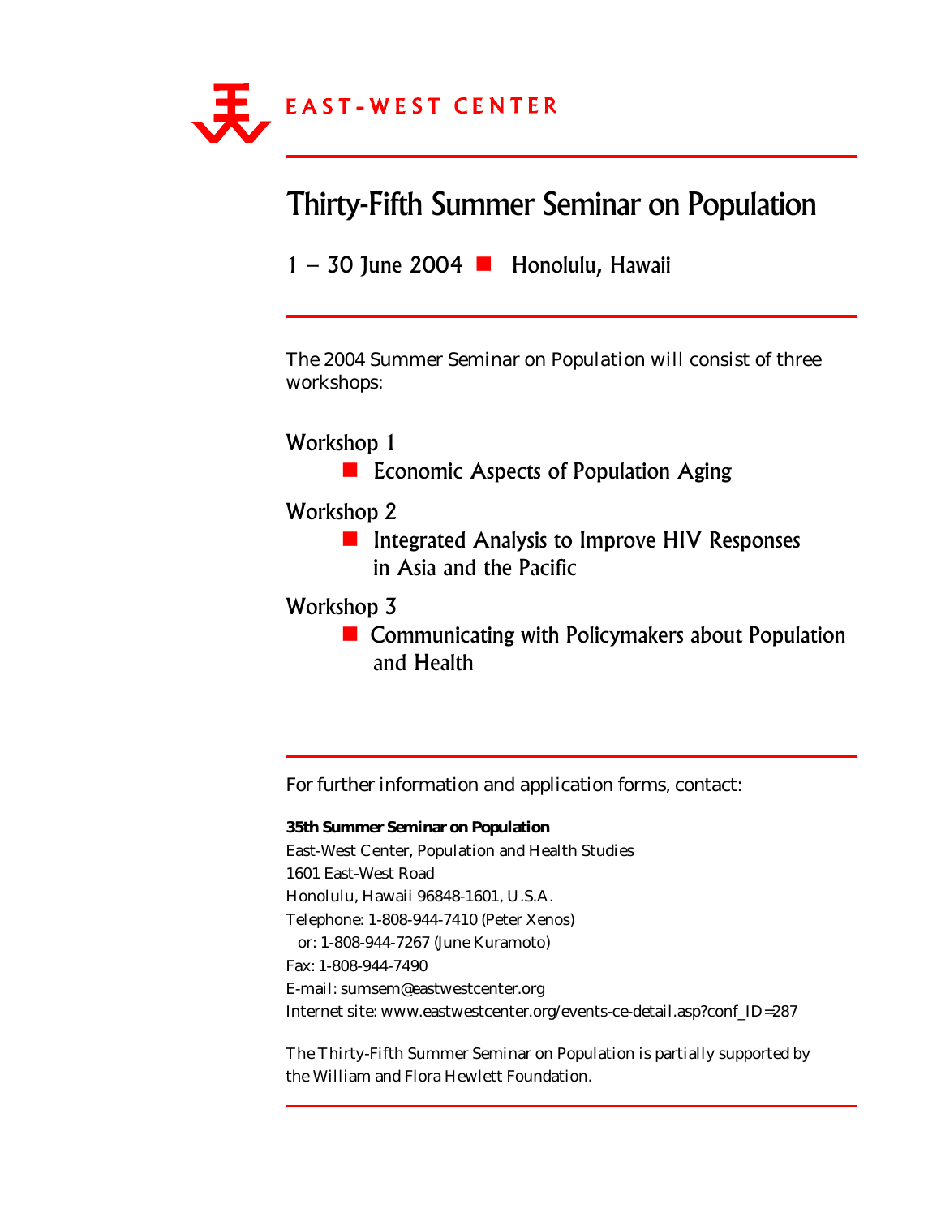EAST-WEST CENTER

# Thirty-Fifth Summer Seminar on Population

1 – 30 June 2004 ■ Honolulu, Hawaii

The 2004 Summer Seminar on Population will consist of three workshops:

## Workshop 1

- Economic Aspects of Population Aging

## Workshop 2

- Integrated Analysis to Improve HIV Responses in Asia and the Pacific

## Workshop 3

- Communicating with Policymakers about Population and Health

For further information and application forms, contact:

**35th Summer Seminar on Population**
East-West Center, Population and Health Studies
1601 East-West Road
Honolulu, Hawaii 96848-1601, U.S.A.
Telephone: 1-808-944-7410 (Peter Xenos)
 or: 1-808-944-7267 (June Kuramoto)
Fax: 1-808-944-7490
E-mail: sumsem@eastwestcenter.org
Internet site: www.eastwestcenter.org/events-ce-detail.asp?conf_ID=287

The Thirty-Fifth Summer Seminar on Population is partially supported by the William and Flora Hewlett Foundation.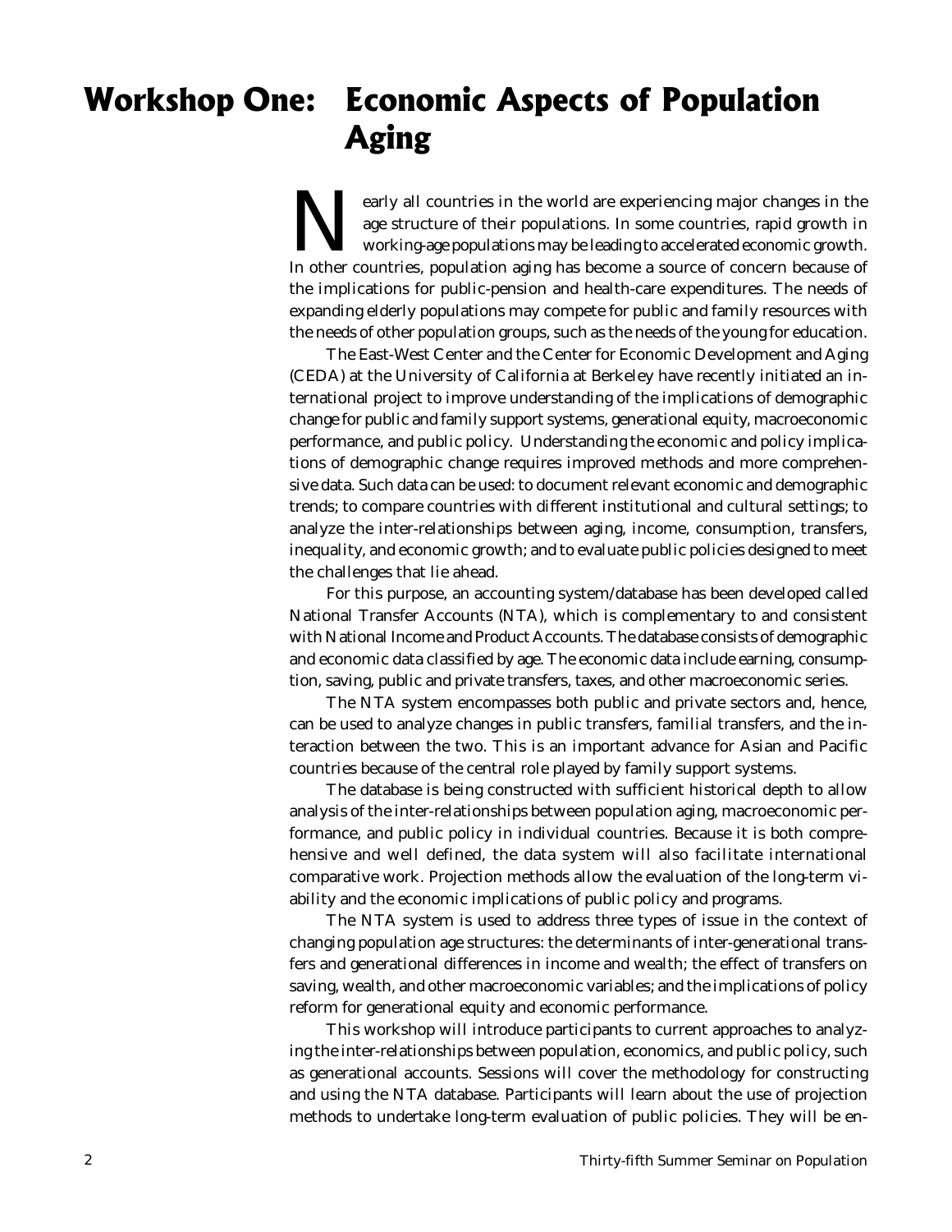# Workshop One: Economic Aspects of Population Aging

Nearly all countries in the world are experiencing major changes in the age structure of their populations. In some countries, rapid growth in working-age populations may be leading to accelerated economic growth. In other countries, population aging has become a source of concern because of the implications for public-pension and health-care expenditures. The needs of expanding elderly populations may compete for public and family resources with the needs of other population groups, such as the needs of the young for education.

The East-West Center and the Center for Economic Development and Aging (CEDA) at the University of California at Berkeley have recently initiated an international project to improve understanding of the implications of demographic change for public and family support systems, generational equity, macroeconomic performance, and public policy. Understanding the economic and policy implications of demographic change requires improved methods and more comprehensive data. Such data can be used: to document relevant economic and demographic trends; to compare countries with different institutional and cultural settings; to analyze the inter-relationships between aging, income, consumption, transfers, inequality, and economic growth; and to evaluate public policies designed to meet the challenges that lie ahead.

For this purpose, an accounting system/database has been developed called National Transfer Accounts (NTA), which is complementary to and consistent with National Income and Product Accounts. The database consists of demographic and economic data classified by age. The economic data include earning, consumption, saving, public and private transfers, taxes, and other macroeconomic series.

The NTA system encompasses both public and private sectors and, hence, can be used to analyze changes in public transfers, familial transfers, and the interaction between the two. This is an important advance for Asian and Pacific countries because of the central role played by family support systems.

The database is being constructed with sufficient historical depth to allow analysis of the inter-relationships between population aging, macroeconomic performance, and public policy in individual countries. Because it is both comprehensive and well defined, the data system will also facilitate international comparative work. Projection methods allow the evaluation of the long-term viability and the economic implications of public policy and programs.

The NTA system is used to address three types of issue in the context of changing population age structures: the determinants of inter-generational transfers and generational differences in income and wealth; the effect of transfers on saving, wealth, and other macroeconomic variables; and the implications of policy reform for generational equity and economic performance.

This workshop will introduce participants to current approaches to analyzing the inter-relationships between population, economics, and public policy, such as generational accounts. Sessions will cover the methodology for constructing and using the NTA database. Participants will learn about the use of projection methods to undertake long-term evaluation of public policies. They will be en-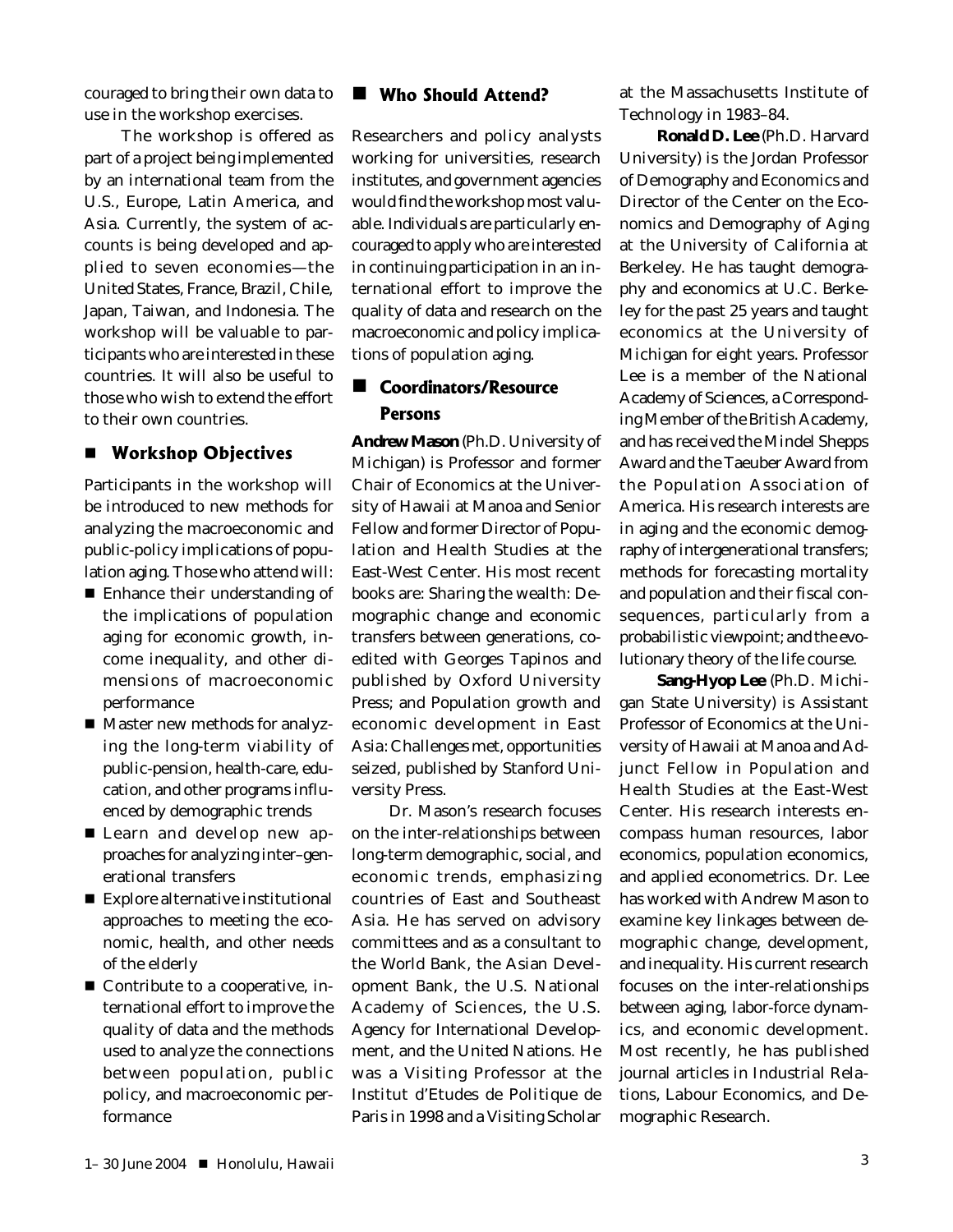couraged to bring their own data to use in the workshop exercises.

The workshop is offered as part of a project being implemented by an international team from the U.S., Europe, Latin America, and Asia. Currently, the system of accounts is being developed and applied to seven economies—the United States, France, Brazil, Chile, Japan, Taiwan, and Indonesia. The workshop will be valuable to participants who are interested in these countries. It will also be useful to those who wish to extend the effort to their own countries.

## Workshop Objectives

Participants in the workshop will be introduced to new methods for analyzing the macroeconomic and public-policy implications of population aging. Those who attend will:

- Enhance their understanding of the implications of population aging for economic growth, income inequality, and other dimensions of macroeconomic performance
- Master new methods for analyzing the long-term viability of public-pension, health-care, education, and other programs influenced by demographic trends
- Learn and develop new approaches for analyzing inter–generational transfers
- Explore alternative institutional approaches to meeting the economic, health, and other needs of the elderly
- Contribute to a cooperative, international effort to improve the quality of data and the methods used to analyze the connections between population, public policy, and macroeconomic performance

## Who Should Attend?

Researchers and policy analysts working for universities, research institutes, and government agencies would find the workshop most valuable. Individuals are particularly encouraged to apply who are interested in continuing participation in an international effort to improve the quality of data and research on the macroeconomic and policy implications of population aging.

## Coordinators/Resource Persons

**Andrew Mason** (Ph.D. University of Michigan) is Professor and former Chair of Economics at the University of Hawaii at Manoa and Senior Fellow and former Director of Population and Health Studies at the East-West Center. His most recent books are: *Sharing the wealth: Demographic change and economic transfers between generations*, co-edited with Georges Tapinos and published by Oxford University Press; and *Population growth and economic development in East Asia: Challenges met, opportunities seized*, published by Stanford University Press.

Dr. Mason's research focuses on the inter-relationships between long-term demographic, social, and economic trends, emphasizing countries of East and Southeast Asia. He has served on advisory committees and as a consultant to the World Bank, the Asian Development Bank, the U.S. National Academy of Sciences, the U.S. Agency for International Development, and the United Nations. He was a Visiting Professor at the Institut d'Etudes de Politique de Paris in 1998 and a Visiting Scholar at the Massachusetts Institute of Technology in 1983–84.

**Ronald D. Lee** (Ph.D. Harvard University) is the Jordan Professor of Demography and Economics and Director of the Center on the Economics and Demography of Aging at the University of California at Berkeley. He has taught demography and economics at U.C. Berkeley for the past 25 years and taught economics at the University of Michigan for eight years. Professor Lee is a member of the National Academy of Sciences, a Corresponding Member of the British Academy, and has received the Mindel Shepps Award and the Taeuber Award from the Population Association of America. His research interests are in aging and the economic demography of intergenerational transfers; methods for forecasting mortality and population and their fiscal consequences, particularly from a probabilistic viewpoint; and the evolutionary theory of the life course.

**Sang-Hyop Lee** (Ph.D. Michigan State University) is Assistant Professor of Economics at the University of Hawaii at Manoa and Adjunct Fellow in Population and Health Studies at the East-West Center. His research interests encompass human resources, labor economics, population economics, and applied econometrics. Dr. Lee has worked with Andrew Mason to examine key linkages between demographic change, development, and inequality. His current research focuses on the inter-relationships between aging, labor-force dynamics, and economic development. Most recently, he has published journal articles in *Industrial Relations*, *Labour Economics*, and *Demographic Research*.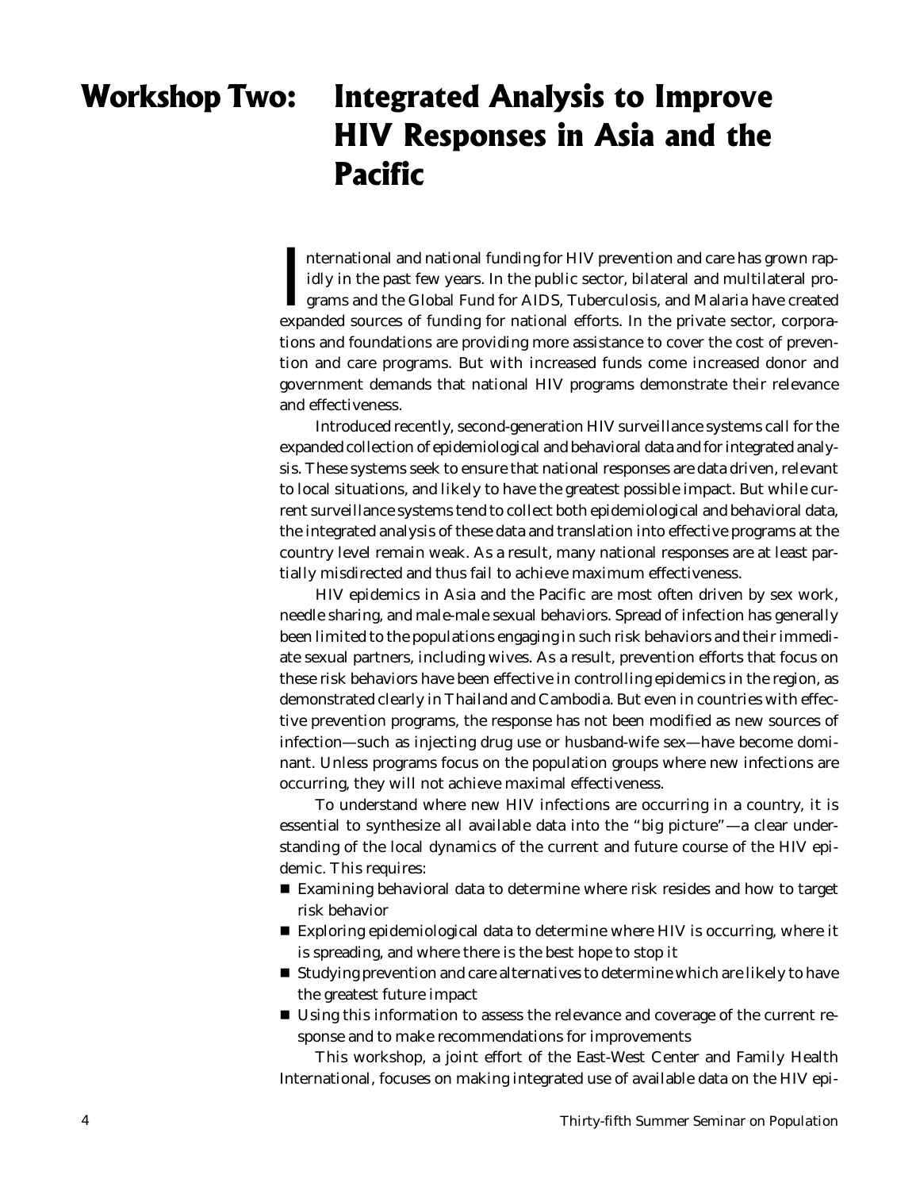# Workshop Two: Integrated Analysis to Improve HIV Responses in Asia and the Pacific

International and national funding for HIV prevention and care has grown rapidly in the past few years. In the public sector, bilateral and multilateral programs and the Global Fund for AIDS, Tuberculosis, and Malaria have created expanded sources of funding for national efforts. In the private sector, corporations and foundations are providing more assistance to cover the cost of prevention and care programs. But with increased funds come increased donor and government demands that national HIV programs demonstrate their relevance and effectiveness.

Introduced recently, second-generation HIV surveillance systems call for the expanded collection of epidemiological and behavioral data and for integrated analysis. These systems seek to ensure that national responses are data driven, relevant to local situations, and likely to have the greatest possible impact. But while current surveillance systems tend to collect both epidemiological and behavioral data, the integrated analysis of these data and translation into effective programs at the country level remain weak. As a result, many national responses are at least partially misdirected and thus fail to achieve maximum effectiveness.

HIV epidemics in Asia and the Pacific are most often driven by sex work, needle sharing, and male-male sexual behaviors. Spread of infection has generally been limited to the populations engaging in such risk behaviors and their immediate sexual partners, including wives. As a result, prevention efforts that focus on these risk behaviors have been effective in controlling epidemics in the region, as demonstrated clearly in Thailand and Cambodia. But even in countries with effective prevention programs, the response has not been modified as new sources of infection—such as injecting drug use or husband-wife sex—have become dominant. Unless programs focus on the population groups where new infections are occurring, they will not achieve maximal effectiveness.

To understand where new HIV infections are occurring in a country, it is essential to synthesize all available data into the "big picture"—a clear understanding of the local dynamics of the current and future course of the HIV epidemic. This requires:

- Examining behavioral data to determine where risk resides and how to target risk behavior
- Exploring epidemiological data to determine where HIV is occurring, where it is spreading, and where there is the best hope to stop it
- Studying prevention and care alternatives to determine which are likely to have the greatest future impact
- Using this information to assess the relevance and coverage of the current response and to make recommendations for improvements

This workshop, a joint effort of the East-West Center and Family Health International, focuses on making integrated use of available data on the HIV epi-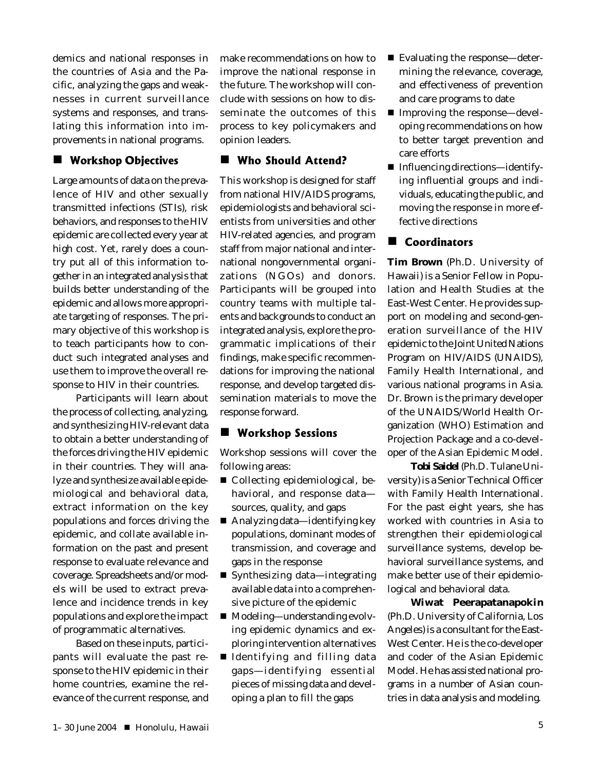demics and national responses in the countries of Asia and the Pacific, analyzing the gaps and weaknesses in current surveillance systems and responses, and translating this information into improvements in national programs.

## Workshop Objectives

Large amounts of data on the prevalence of HIV and other sexually transmitted infections (STIs), risk behaviors, and responses to the HIV epidemic are collected every year at high cost. Yet, rarely does a country put all of this information together in an integrated analysis that builds better understanding of the epidemic and allows more appropriate targeting of responses. The primary objective of this workshop is to teach participants how to conduct such integrated analyses and use them to improve the overall response to HIV in their countries.

Participants will learn about the process of collecting, analyzing, and synthesizing HIV-relevant data to obtain a better understanding of the forces driving the HIV epidemic in their countries. They will analyze and synthesize available epidemiological and behavioral data, extract information on the key populations and forces driving the epidemic, and collate available information on the past and present response to evaluate relevance and coverage. Spreadsheets and/or models will be used to extract prevalence and incidence trends in key populations and explore the impact of programmatic alternatives.

Based on these inputs, participants will evaluate the past response to the HIV epidemic in their home countries, examine the relevance of the current response, and make recommendations on how to improve the national response in the future. The workshop will conclude with sessions on how to disseminate the outcomes of this process to key policymakers and opinion leaders.

## Who Should Attend?

This workshop is designed for staff from national HIV/AIDS programs, epidemiologists and behavioral scientists from universities and other HIV-related agencies, and program staff from major national and international nongovernmental organizations (NGOs) and donors. Participants will be grouped into country teams with multiple talents and backgrounds to conduct an integrated analysis, explore the programmatic implications of their findings, make specific recommendations for improving the national response, and develop targeted dissemination materials to move the response forward.

## Workshop Sessions

Workshop sessions will cover the following areas:

- Collecting epidemiological, behavioral, and response data—sources, quality, and gaps
- Analyzing data—identifying key populations, dominant modes of transmission, and coverage and gaps in the response
- Synthesizing data—integrating available data into a comprehensive picture of the epidemic
- Modeling—understanding evolving epidemic dynamics and exploring intervention alternatives
- Identifying and filling data gaps—identifying essential pieces of missing data and developing a plan to fill the gaps
- Evaluating the response—determining the relevance, coverage, and effectiveness of prevention and care programs to date
- Improving the response—developing recommendations on how to better target prevention and care efforts
- Influencing directions—identifying influential groups and individuals, educating the public, and moving the response in more effective directions

## Coordinators

**Tim Brown** (Ph.D. University of Hawaii) is a Senior Fellow in Population and Health Studies at the East-West Center. He provides support on modeling and second-generation surveillance of the HIV epidemic to the Joint United Nations Program on HIV/AIDS (UNAIDS), Family Health International, and various national programs in Asia. Dr. Brown is the primary developer of the UNAIDS/World Health Organization (WHO) Estimation and Projection Package and a co-developer of the Asian Epidemic Model.

**Tobi Saidel** (Ph.D. Tulane University) is a Senior Technical Officer with Family Health International. For the past eight years, she has worked with countries in Asia to strengthen their epidemiological surveillance systems, develop behavioral surveillance systems, and make better use of their epidemiological and behavioral data.

**Wiwat Peerapatanapokin** (Ph.D. University of California, Los Angeles) is a consultant for the East-West Center. He is the co-developer and coder of the Asian Epidemic Model. He has assisted national programs in a number of Asian countries in data analysis and modeling.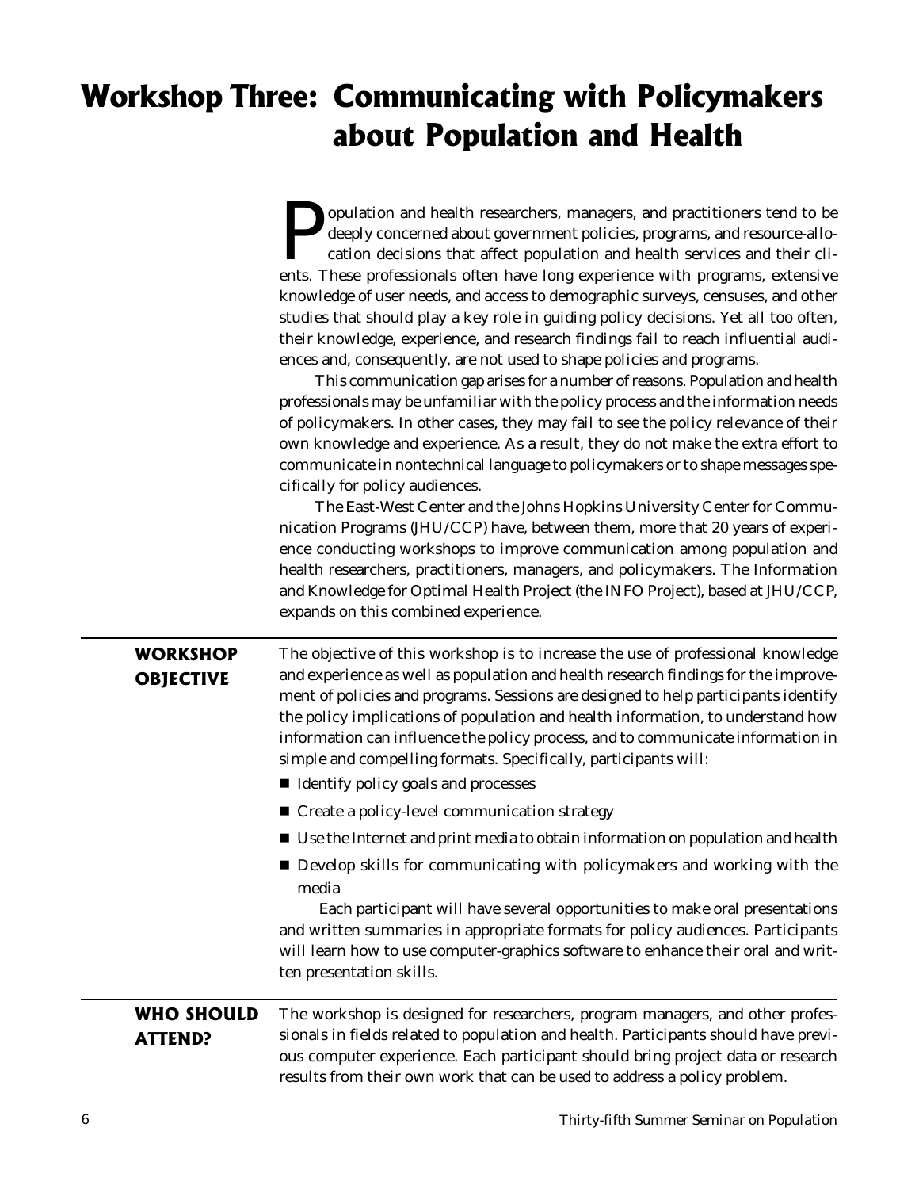# Workshop Three: Communicating with Policymakers about Population and Health

Population and health researchers, managers, and practitioners tend to be deeply concerned about government policies, programs, and resource-allocation decisions that affect population and health services and their clients. These professionals often have long experience with programs, extensive knowledge of user needs, and access to demographic surveys, censuses, and other studies that should play a key role in guiding policy decisions. Yet all too often, their knowledge, experience, and research findings fail to reach influential audiences and, consequently, are not used to shape policies and programs.

This communication gap arises for a number of reasons. Population and health professionals may be unfamiliar with the policy process and the information needs of policymakers. In other cases, they may fail to see the policy relevance of their own knowledge and experience. As a result, they do not make the extra effort to communicate in nontechnical language to policymakers or to shape messages specifically for policy audiences.

The East-West Center and the Johns Hopkins University Center for Communication Programs (JHU/CCP) have, between them, more that 20 years of experience conducting workshops to improve communication among population and health researchers, practitioners, managers, and policymakers. The Information and Knowledge for Optimal Health Project (the INFO Project), based at JHU/CCP, expands on this combined experience.

## WORKSHOP OBJECTIVE

The objective of this workshop is to increase the use of professional knowledge and experience as well as population and health research findings for the improvement of policies and programs. Sessions are designed to help participants identify the policy implications of population and health information, to understand how information can influence the policy process, and to communicate information in simple and compelling formats. Specifically, participants will:

- Identify policy goals and processes
- Create a policy-level communication strategy
- Use the Internet and print media to obtain information on population and health
- Develop skills for communicating with policymakers and working with the media

Each participant will have several opportunities to make oral presentations and written summaries in appropriate formats for policy audiences. Participants will learn how to use computer-graphics software to enhance their oral and written presentation skills.

## WHO SHOULD ATTEND?

The workshop is designed for researchers, program managers, and other professionals in fields related to population and health. Participants should have previous computer experience. Each participant should bring project data or research results from their own work that can be used to address a policy problem.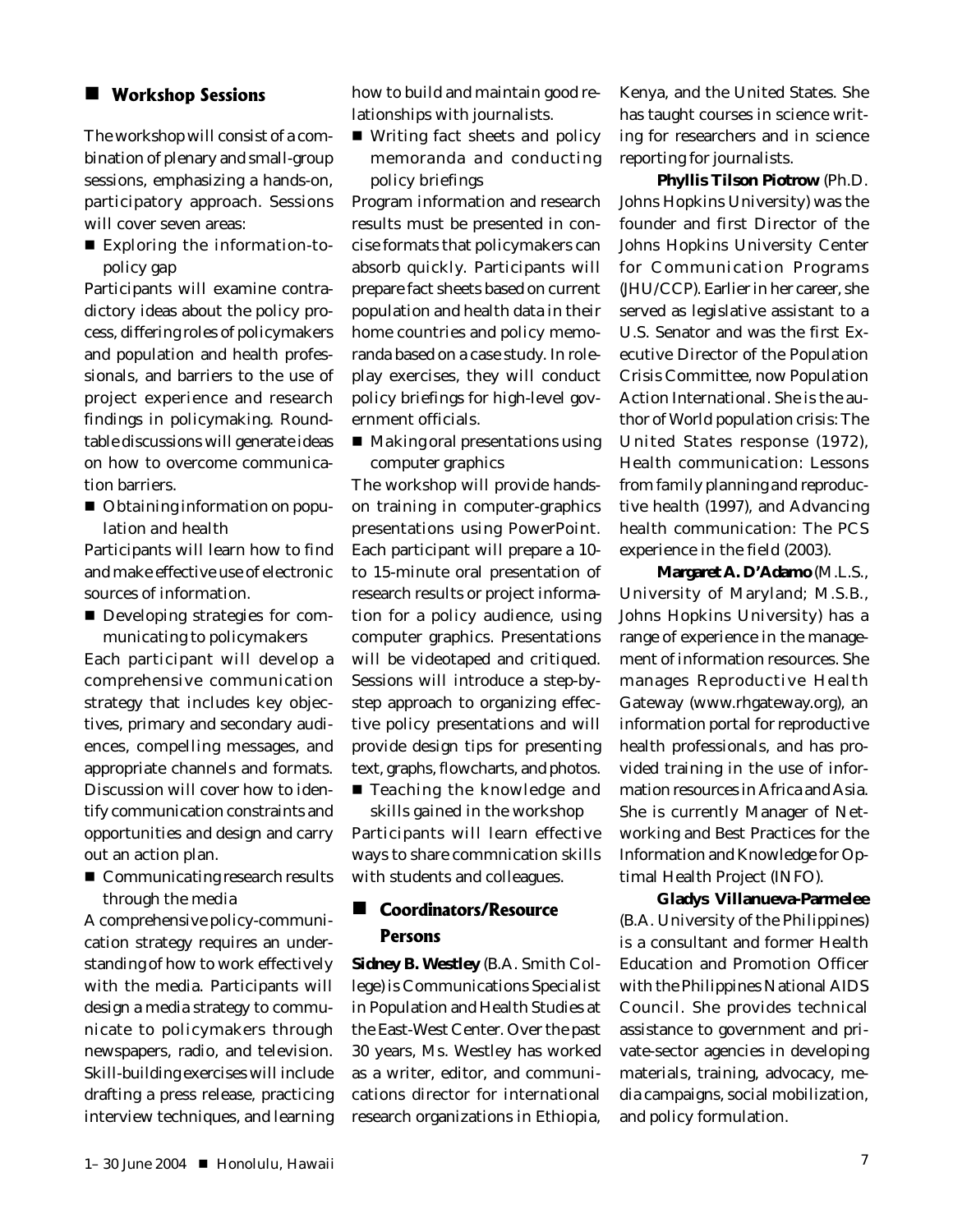## Workshop Sessions

The workshop will consist of a combination of plenary and small-group sessions, emphasizing a hands-on, participatory approach. Sessions will cover seven areas:

- Exploring the information-to-policy gap

Participants will examine contradictory ideas about the policy process, differing roles of policymakers and population and health professionals, and barriers to the use of project experience and research findings in policymaking. Roundtable discussions will generate ideas on how to overcome communication barriers.

- Obtaining information on population and health

Participants will learn how to find and make effective use of electronic sources of information.

- Developing strategies for communicating to policymakers

Each participant will develop a comprehensive communication strategy that includes key objectives, primary and secondary audiences, compelling messages, and appropriate channels and formats. Discussion will cover how to identify communication constraints and opportunities and design and carry out an action plan.

- Communicating research results through the media

A comprehensive policy-communication strategy requires an understanding of how to work effectively with the media. Participants will design a media strategy to communicate to policymakers through newspapers, radio, and television. Skill-building exercises will include drafting a press release, practicing interview techniques, and learning how to build and maintain good relationships with journalists.

- Writing fact sheets and policy memoranda and conducting policy briefings

Program information and research results must be presented in concise formats that policymakers can absorb quickly. Participants will prepare fact sheets based on current population and health data in their home countries and policy memoranda based on a case study. In role-play exercises, they will conduct policy briefings for high-level government officials.

- Making oral presentations using computer graphics

The workshop will provide hands-on training in computer-graphics presentations using PowerPoint. Each participant will prepare a 10- to 15-minute oral presentation of research results or project information for a policy audience, using computer graphics. Presentations will be videotaped and critiqued. Sessions will introduce a step-by-step approach to organizing effective policy presentations and will provide design tips for presenting text, graphs, flowcharts, and photos.

- Teaching the knowledge and skills gained in the workshop

Participants will learn effective ways to share commnication skills with students and colleagues.

## Coordinators/Resource Persons

**Sidney B. Westley** (B.A. Smith College) is Communications Specialist in Population and Health Studies at the East-West Center. Over the past 30 years, Ms. Westley has worked as a writer, editor, and communications director for international research organizations in Ethiopia, Kenya, and the United States. She has taught courses in science writing for researchers and in science reporting for journalists.

**Phyllis Tilson Piotrow** (Ph.D. Johns Hopkins University) was the founder and first Director of the Johns Hopkins University Center for Communication Programs (JHU/CCP). Earlier in her career, she served as legislative assistant to a U.S. Senator and was the first Executive Director of the Population Crisis Committee, now Population Action International. She is the author of World population crisis: The United States response (1972), Health communication: Lessons from family planning and reproductive health (1997), and Advancing health communication: The PCS experience in the field (2003).

**Margaret A. D'Adamo** (M.L.S., University of Maryland; M.S.B., Johns Hopkins University) has a range of experience in the management of information resources. She manages Reproductive Health Gateway (www.rhgateway.org), an information portal for reproductive health professionals, and has provided training in the use of information resources in Africa and Asia. She is currently Manager of Networking and Best Practices for the Information and Knowledge for Optimal Health Project (INFO).

**Gladys Villanueva-Parmelee** (B.A. University of the Philippines) is a consultant and former Health Education and Promotion Officer with the Philippines National AIDS Council. She provides technical assistance to government and private-sector agencies in developing materials, training, advocacy, media campaigns, social mobilization, and policy formulation.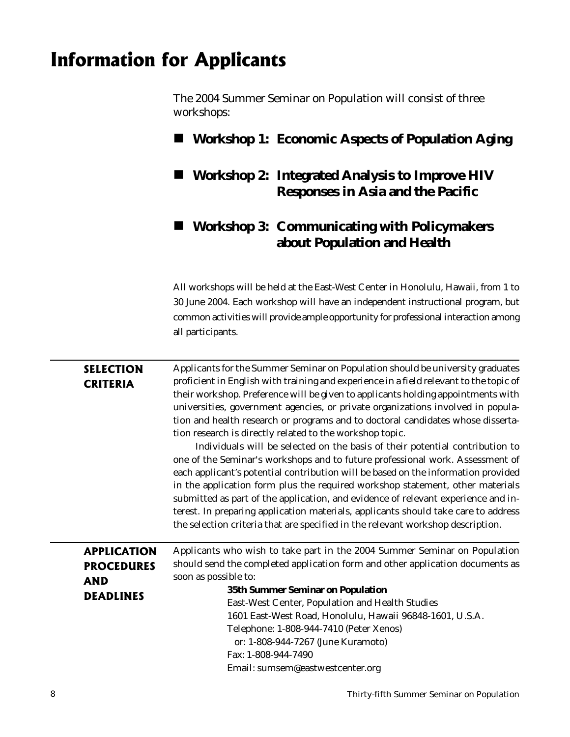# Information for Applicants

The 2004 Summer Seminar on Population will consist of three workshops:

- **Workshop 1: Economic Aspects of Population Aging**
- **Workshop 2: Integrated Analysis to Improve HIV Responses in Asia and the Pacific**
- **Workshop 3: Communicating with Policymakers about Population and Health**

All workshops will be held at the East-West Center in Honolulu, Hawaii, from 1 to 30 June 2004. Each workshop will have an independent instructional program, but common activities will provide ample opportunity for professional interaction among all participants.

## SELECTION CRITERIA

Applicants for the Summer Seminar on Population should be university graduates proficient in English with training and experience in a field relevant to the topic of their workshop. Preference will be given to applicants holding appointments with universities, government agencies, or private organizations involved in population and health research or programs and to doctoral candidates whose dissertation research is directly related to the workshop topic.

Individuals will be selected on the basis of their potential contribution to one of the Seminar's workshops and to future professional work. Assessment of each applicant's potential contribution will be based on the information provided in the application form plus the required workshop statement, other materials submitted as part of the application, and evidence of relevant experience and interest. In preparing application materials, applicants should take care to address the selection criteria that are specified in the relevant workshop description.

## APPLICATION PROCEDURES AND DEADLINES

Applicants who wish to take part in the 2004 Summer Seminar on Population should send the completed application form and other application documents as soon as possible to:

**35th Summer Seminar on Population**
East-West Center, Population and Health Studies
1601 East-West Road, Honolulu, Hawaii 96848-1601, U.S.A.
Telephone: 1-808-944-7410 (Peter Xenos)
or: 1-808-944-7267 (June Kuramoto)
Fax: 1-808-944-7490
Email: sumsem@eastwestcenter.org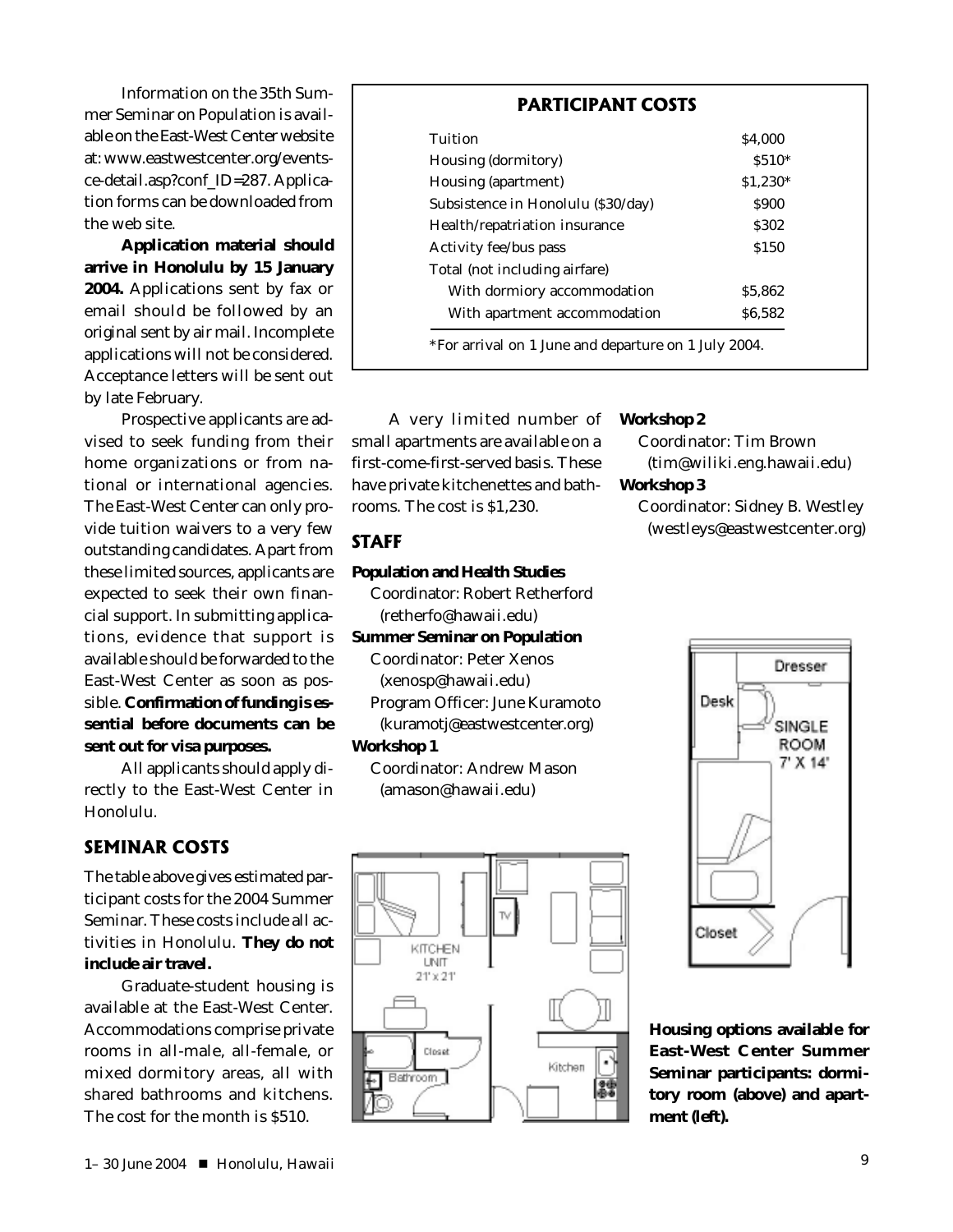Information on the 35th Summer Seminar on Population is available on the East-West Center website at: www.eastwestcenter.org/events-ce-detail.asp?conf_ID=287. Application forms can be downloaded from the web site.

**Application material should arrive in Honolulu by 15 January 2004.** Applications sent by fax or email should be followed by an original sent by air mail. Incomplete applications will not be considered. Acceptance letters will be sent out by late February.

Prospective applicants are advised to seek funding from their home organizations or from national or international agencies. The East-West Center can only provide tuition waivers to a very few outstanding candidates. Apart from these limited sources, applicants are expected to seek their own financial support. In submitting applications, evidence that support is available should be forwarded to the East-West Center as soon as possible. **Confirmation of funding is essential before documents can be sent out for visa purposes.**

All applicants should apply directly to the East-West Center in Honolulu.

## SEMINAR COSTS

The table above gives estimated participant costs for the 2004 Summer Seminar. These costs include all activities in Honolulu. **They do not include air travel.**

Graduate-student housing is available at the East-West Center. Accommodations comprise private rooms in all-male, all-female, or mixed dormitory areas, all with shared bathrooms and kitchens. The cost for the month is $510.

### PARTICIPANT COSTS

| Item | Cost |
|---|---|
| Tuition | $4,000 |
| Housing (dormitory) | $510* |
| Housing (apartment) | $1,230* |
| Subsistence in Honolulu ($30/day) | $900 |
| Health/repatriation insurance | $302 |
| Activity fee/bus pass | $150 |
| Total (not including airfare) | |
| With dormiory accommodation | $5,862 |
| With apartment accommodation | $6,582 |

*For arrival on 1 June and departure on 1 July 2004.

A very limited number of small apartments are available on a first-come-first-served basis. These have private kitchenettes and bathrooms. The cost is $1,230.

## STAFF

**Population and Health Studies**
Coordinator: Robert Retherford (retherfo@hawaii.edu)

**Summer Seminar on Population**
Coordinator: Peter Xenos (xenosp@hawaii.edu)
Program Officer: June Kuramoto (kuramotj@eastwestcenter.org)

**Workshop 1**
Coordinator: Andrew Mason (amason@hawaii.edu)

**Workshop 2**
Coordinator: Tim Brown (tim@wiliki.eng.hawaii.edu)

**Workshop 3**
Coordinator: Sidney B. Westley (westleys@eastwestcenter.org)

**Housing options available for East-West Center Summer Seminar participants: dormitory room (above) and apartment (left).**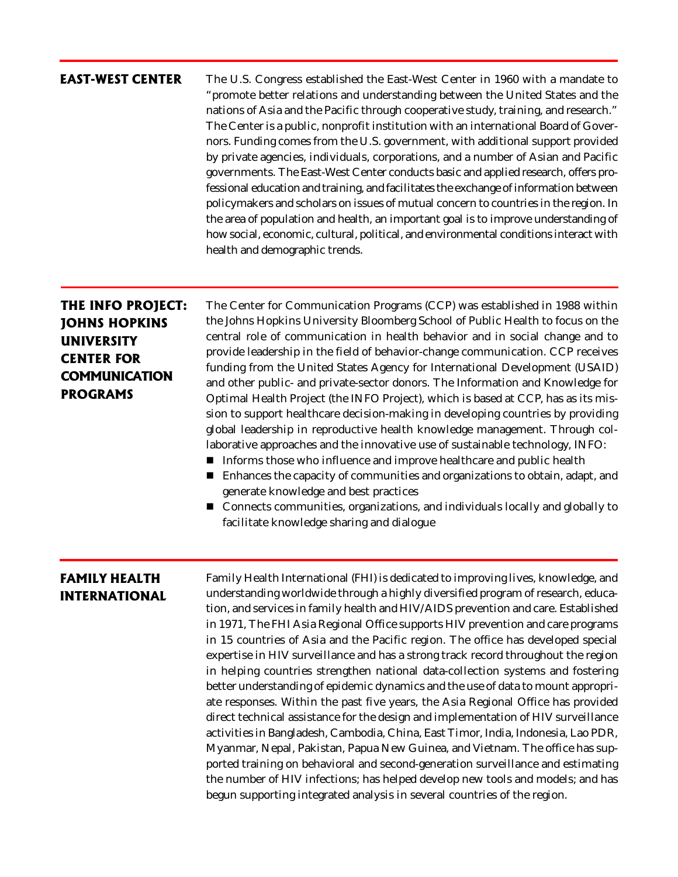## EAST-WEST CENTER

The U.S. Congress established the East-West Center in 1960 with a mandate to "promote better relations and understanding between the United States and the nations of Asia and the Pacific through cooperative study, training, and research." The Center is a public, nonprofit institution with an international Board of Governors. Funding comes from the U.S. government, with additional support provided by private agencies, individuals, corporations, and a number of Asian and Pacific governments. The East-West Center conducts basic and applied research, offers professional education and training, and facilitates the exchange of information between policymakers and scholars on issues of mutual concern to countries in the region. In the area of population and health, an important goal is to improve understanding of how social, economic, cultural, political, and environmental conditions interact with health and demographic trends.

## THE INFO PROJECT: JOHNS HOPKINS UNIVERSITY CENTER FOR COMMUNICATION PROGRAMS

The Center for Communication Programs (CCP) was established in 1988 within the Johns Hopkins University Bloomberg School of Public Health to focus on the central role of communication in health behavior and in social change and to provide leadership in the field of behavior-change communication. CCP receives funding from the United States Agency for International Development (USAID) and other public- and private-sector donors. The Information and Knowledge for Optimal Health Project (the INFO Project), which is based at CCP, has as its mission to support healthcare decision-making in developing countries by providing global leadership in reproductive health knowledge management. Through collaborative approaches and the innovative use of sustainable technology, INFO:

- Informs those who influence and improve healthcare and public health
- Enhances the capacity of communities and organizations to obtain, adapt, and generate knowledge and best practices
- Connects communities, organizations, and individuals locally and globally to facilitate knowledge sharing and dialogue

## FAMILY HEALTH INTERNATIONAL

Family Health International (FHI) is dedicated to improving lives, knowledge, and understanding worldwide through a highly diversified program of research, education, and services in family health and HIV/AIDS prevention and care. Established in 1971, The FHI Asia Regional Office supports HIV prevention and care programs in 15 countries of Asia and the Pacific region. The office has developed special expertise in HIV surveillance and has a strong track record throughout the region in helping countries strengthen national data-collection systems and fostering better understanding of epidemic dynamics and the use of data to mount appropriate responses. Within the past five years, the Asia Regional Office has provided direct technical assistance for the design and implementation of HIV surveillance activities in Bangladesh, Cambodia, China, East Timor, India, Indonesia, Lao PDR, Myanmar, Nepal, Pakistan, Papua New Guinea, and Vietnam. The office has supported training on behavioral and second-generation surveillance and estimating the number of HIV infections; has helped develop new tools and models; and has begun supporting integrated analysis in several countries of the region.